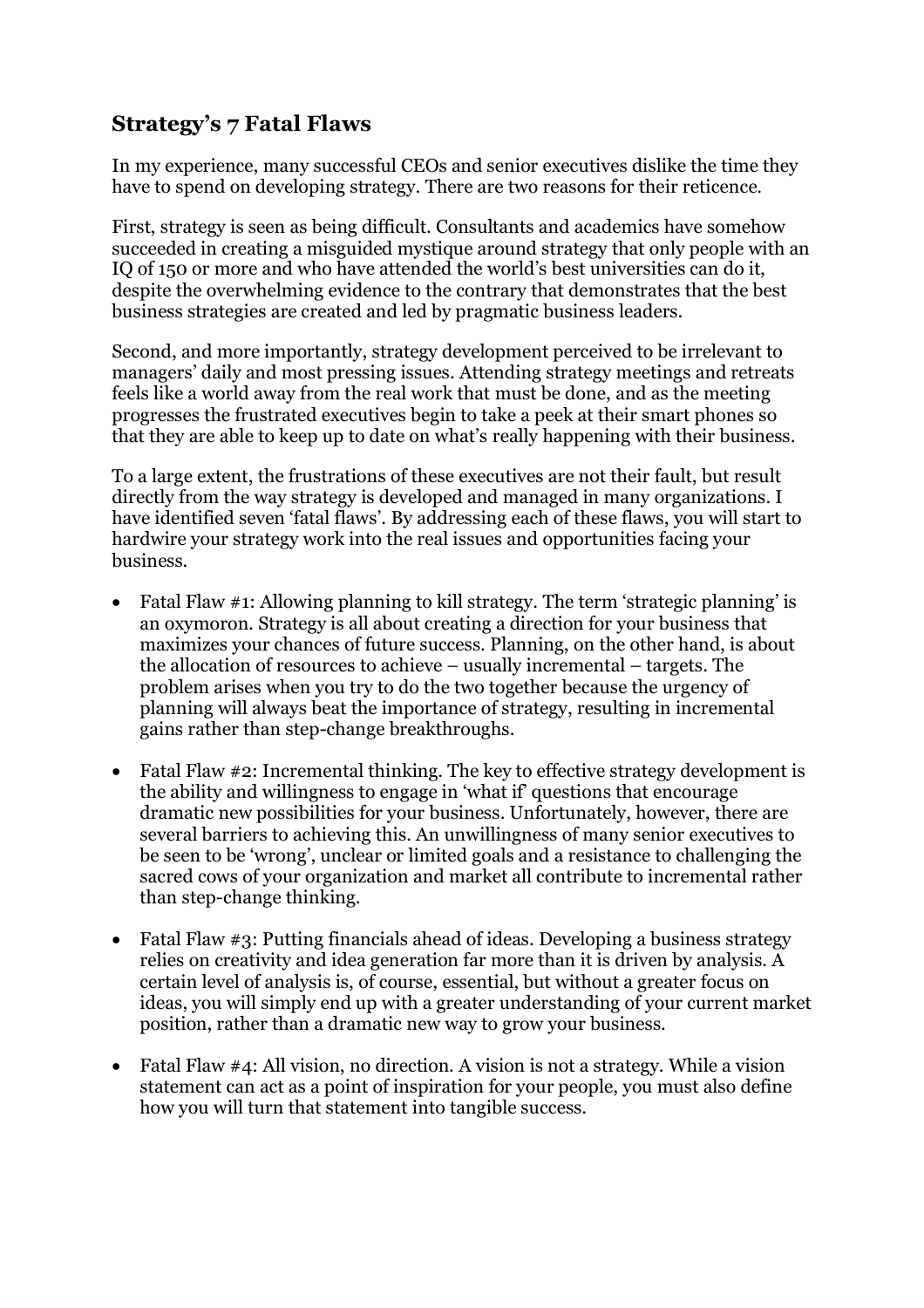## Strategy's 7 Fatal Flaws

In my experience, many successful CEOs and senior executives dislike the time they have to spend on developing strategy. There are two reasons for their reticence.

First, strategy is seen as being difficult. Consultants and academics have somehow succeeded in creating a misguided mystique around strategy that only people with an IQ of 150 or more and who have attended the world's best universities can do it, despite the overwhelming evidence to the contrary that demonstrates that the best business strategies are created and led by pragmatic business leaders.

Second, and more importantly, strategy development perceived to be irrelevant to managers' daily and most pressing issues. Attending strategy meetings and retreats feels like a world away from the real work that must be done, and as the meeting progresses the frustrated executives begin to take a peek at their smart phones so that they are able to keep up to date on what's really happening with their business.

To a large extent, the frustrations of these executives are not their fault, but result directly from the way strategy is developed and managed in many organizations. I have identified seven 'fatal flaws'. By addressing each of these flaws, you will start to hardwire your strategy work into the real issues and opportunities facing your business.

- Fatal Flaw #1: Allowing planning to kill strategy. The term 'strategic planning' is an oxymoron. Strategy is all about creating a direction for your business that maximizes your chances of future success. Planning, on the other hand, is about the allocation of resources to achieve – usually incremental – targets. The problem arises when you try to do the two together because the urgency of planning will always beat the importance of strategy, resulting in incremental gains rather than step-change breakthroughs.

- Fatal Flaw #2: Incremental thinking. The key to effective strategy development is the ability and willingness to engage in 'what if' questions that encourage dramatic new possibilities for your business. Unfortunately, however, there are several barriers to achieving this. An unwillingness of many senior executives to be seen to be 'wrong', unclear or limited goals and a resistance to challenging the sacred cows of your organization and market all contribute to incremental rather than step-change thinking.

- Fatal Flaw #3: Putting financials ahead of ideas. Developing a business strategy relies on creativity and idea generation far more than it is driven by analysis. A certain level of analysis is, of course, essential, but without a greater focus on ideas, you will simply end up with a greater understanding of your current market position, rather than a dramatic new way to grow your business.

- Fatal Flaw #4: All vision, no direction. A vision is not a strategy. While a vision statement can act as a point of inspiration for your people, you must also define how you will turn that statement into tangible success.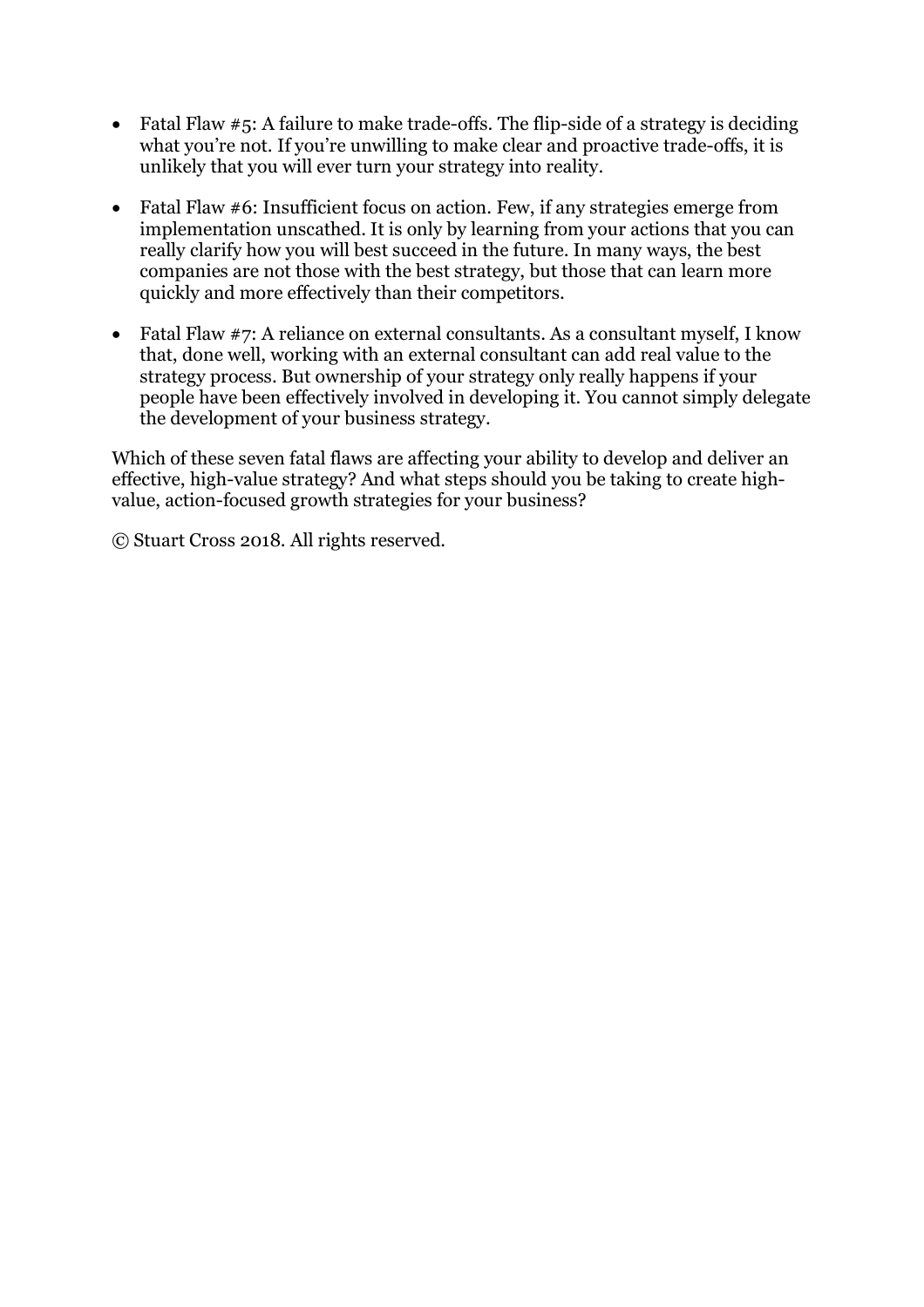- Fatal Flaw #5: A failure to make trade-offs. The flip-side of a strategy is deciding what you're not. If you're unwilling to make clear and proactive trade-offs, it is unlikely that you will ever turn your strategy into reality.
- Fatal Flaw #6: Insufficient focus on action. Few, if any strategies emerge from implementation unscathed. It is only by learning from your actions that you can really clarify how you will best succeed in the future. In many ways, the best companies are not those with the best strategy, but those that can learn more quickly and more effectively than their competitors.
- Fatal Flaw #7: A reliance on external consultants. As a consultant myself, I know that, done well, working with an external consultant can add real value to the strategy process. But ownership of your strategy only really happens if your people have been effectively involved in developing it. You cannot simply delegate the development of your business strategy.

Which of these seven fatal flaws are affecting your ability to develop and deliver an effective, high-value strategy? And what steps should you be taking to create high-value, action-focused growth strategies for your business?

© Stuart Cross 2018. All rights reserved.